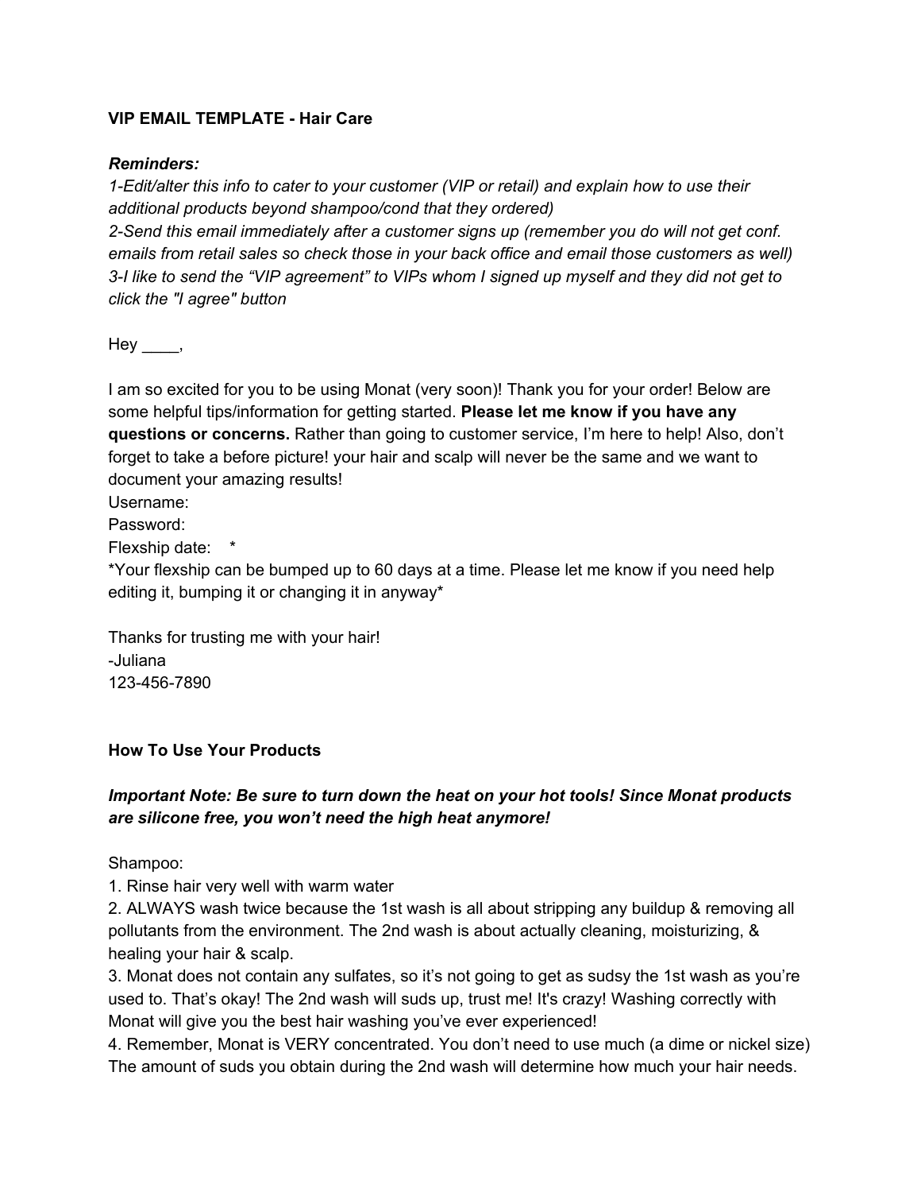**VIP EMAIL TEMPLATE - Hair Care**

***Reminders:***

*1-Edit/alter this info to cater to your customer (VIP or retail) and explain how to use their additional products beyond shampoo/cond that they ordered)*

*2-Send this email immediately after a customer signs up (remember you do will not get conf. emails from retail sales so check those in your back office and email those customers as well)*

*3-I like to send the "VIP agreement" to VIPs whom I signed up myself and they did not get to click the "I agree" button*

Hey ____,

I am so excited for you to be using Monat (very soon)! Thank you for your order! Below are some helpful tips/information for getting started. **Please let me know if you have any questions or concerns.** Rather than going to customer service, I'm here to help! Also, don't forget to take a before picture! your hair and scalp will never be the same and we want to document your amazing results!

Username:

Password:

Flexship date: *

*Your flexship can be bumped up to 60 days at a time. Please let me know if you need help editing it, bumping it or changing it in anyway*

Thanks for trusting me with your hair!

-Juliana

123-456-7890

**How To Use Your Products**

***Important Note: Be sure to turn down the heat on your hot tools! Since Monat products are silicone free, you won't need the high heat anymore!***

Shampoo:

1. Rinse hair very well with warm water
2. ALWAYS wash twice because the 1st wash is all about stripping any buildup & removing all pollutants from the environment. The 2nd wash is about actually cleaning, moisturizing, & healing your hair & scalp.
3. Monat does not contain any sulfates, so it's not going to get as sudsy the 1st wash as you're used to. That's okay! The 2nd wash will suds up, trust me! It's crazy! Washing correctly with Monat will give you the best hair washing you've ever experienced!
4. Remember, Monat is VERY concentrated. You don't need to use much (a dime or nickel size) The amount of suds you obtain during the 2nd wash will determine how much your hair needs.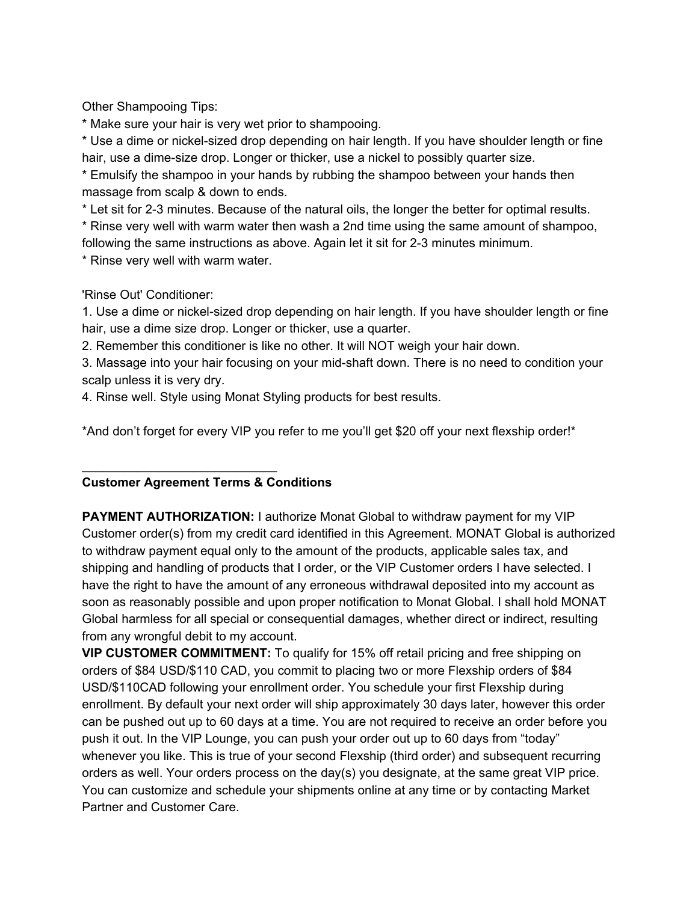Other Shampooing Tips:

* Make sure your hair is very wet prior to shampooing.
* Use a dime or nickel-sized drop depending on hair length. If you have shoulder length or fine hair, use a dime-size drop. Longer or thicker, use a nickel to possibly quarter size.
* Emulsify the shampoo in your hands by rubbing the shampoo between your hands then massage from scalp & down to ends.
* Let sit for 2-3 minutes. Because of the natural oils, the longer the better for optimal results.
* Rinse very well with warm water then wash a 2nd time using the same amount of shampoo, following the same instructions as above. Again let it sit for 2-3 minutes minimum.
* Rinse very well with warm water.

'Rinse Out' Conditioner:

1. Use a dime or nickel-sized drop depending on hair length. If you have shoulder length or fine hair, use a dime size drop. Longer or thicker, use a quarter.
2. Remember this conditioner is like no other. It will NOT weigh your hair down.
3. Massage into your hair focusing on your mid-shaft down. There is no need to condition your scalp unless it is very dry.
4. Rinse well. Style using Monat Styling products for best results.

*And don't forget for every VIP you refer to me you'll get $20 off your next flexship order!*

___________________________

**Customer Agreement Terms & Conditions**

**PAYMENT AUTHORIZATION:** I authorize Monat Global to withdraw payment for my VIP Customer order(s) from my credit card identified in this Agreement. MONAT Global is authorized to withdraw payment equal only to the amount of the products, applicable sales tax, and shipping and handling of products that I order, or the VIP Customer orders I have selected. I have the right to have the amount of any erroneous withdrawal deposited into my account as soon as reasonably possible and upon proper notification to Monat Global. I shall hold MONAT Global harmless for all special or consequential damages, whether direct or indirect, resulting from any wrongful debit to my account.

**VIP CUSTOMER COMMITMENT:** To qualify for 15% off retail pricing and free shipping on orders of $84 USD/$110 CAD, you commit to placing two or more Flexship orders of $84 USD/$110CAD following your enrollment order. You schedule your first Flexship during enrollment. By default your next order will ship approximately 30 days later, however this order can be pushed out up to 60 days at a time. You are not required to receive an order before you push it out. In the VIP Lounge, you can push your order out up to 60 days from "today" whenever you like. This is true of your second Flexship (third order) and subsequent recurring orders as well. Your orders process on the day(s) you designate, at the same great VIP price. You can customize and schedule your shipments online at any time or by contacting Market Partner and Customer Care.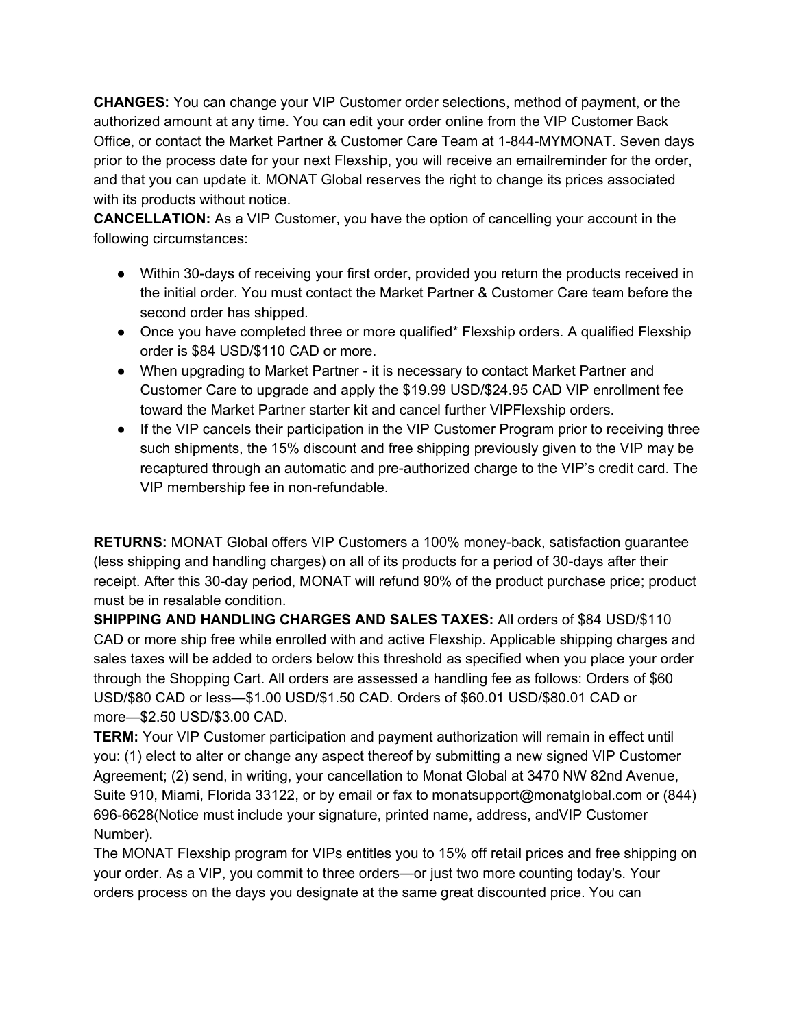**CHANGES:** You can change your VIP Customer order selections, method of payment, or the authorized amount at any time. You can edit your order online from the VIP Customer Back Office, or contact the Market Partner & Customer Care Team at 1-844-MYMONAT. Seven days prior to the process date for your next Flexship, you will receive an emailreminder for the order, and that you can update it. MONAT Global reserves the right to change its prices associated with its products without notice.

**CANCELLATION:** As a VIP Customer, you have the option of cancelling your account in the following circumstances:

- Within 30-days of receiving your first order, provided you return the products received in the initial order. You must contact the Market Partner & Customer Care team before the second order has shipped.
- Once you have completed three or more qualified* Flexship orders. A qualified Flexship order is $84 USD/$110 CAD or more.
- When upgrading to Market Partner - it is necessary to contact Market Partner and Customer Care to upgrade and apply the $19.99 USD/$24.95 CAD VIP enrollment fee toward the Market Partner starter kit and cancel further VIPFlexship orders.
- If the VIP cancels their participation in the VIP Customer Program prior to receiving three such shipments, the 15% discount and free shipping previously given to the VIP may be recaptured through an automatic and pre-authorized charge to the VIP's credit card. The VIP membership fee in non-refundable.

**RETURNS:** MONAT Global offers VIP Customers a 100% money-back, satisfaction guarantee (less shipping and handling charges) on all of its products for a period of 30-days after their receipt. After this 30-day period, MONAT will refund 90% of the product purchase price; product must be in resalable condition.

**SHIPPING AND HANDLING CHARGES AND SALES TAXES:** All orders of $84 USD/$110 CAD or more ship free while enrolled with and active Flexship. Applicable shipping charges and sales taxes will be added to orders below this threshold as specified when you place your order through the Shopping Cart. All orders are assessed a handling fee as follows: Orders of $60 USD/$80 CAD or less—$1.00 USD/$1.50 CAD. Orders of $60.01 USD/$80.01 CAD or more—$2.50 USD/$3.00 CAD.

**TERM:** Your VIP Customer participation and payment authorization will remain in effect until you: (1) elect to alter or change any aspect thereof by submitting a new signed VIP Customer Agreement; (2) send, in writing, your cancellation to Monat Global at 3470 NW 82nd Avenue, Suite 910, Miami, Florida 33122, or by email or fax to monatsupport@monatglobal.com or (844) 696-6628(Notice must include your signature, printed name, address, andVIP Customer Number).

The MONAT Flexship program for VIPs entitles you to 15% off retail prices and free shipping on your order. As a VIP, you commit to three orders—or just two more counting today's. Your orders process on the days you designate at the same great discounted price. You can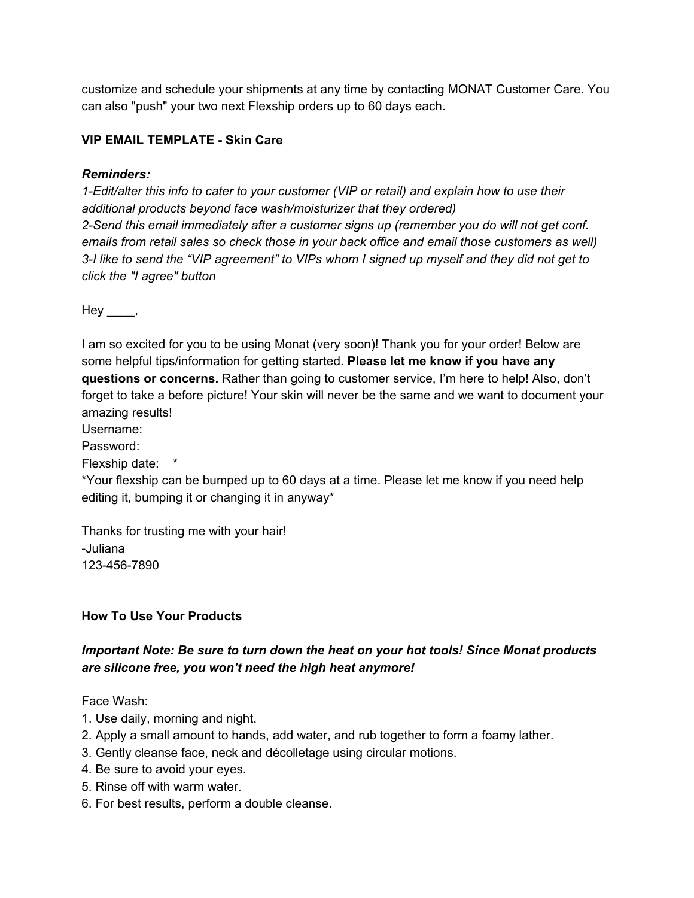customize and schedule your shipments at any time by contacting MONAT Customer Care. You can also "push" your two next Flexship orders up to 60 days each.

**VIP EMAIL TEMPLATE - Skin Care**

***Reminders:***

*1-Edit/alter this info to cater to your customer (VIP or retail) and explain how to use their additional products beyond face wash/moisturizer that they ordered)*

*2-Send this email immediately after a customer signs up (remember you do will not get conf. emails from retail sales so check those in your back office and email those customers as well)*

*3-I like to send the "VIP agreement" to VIPs whom I signed up myself and they did not get to click the "I agree" button*

Hey ____,

I am so excited for you to be using Monat (very soon)! Thank you for your order! Below are some helpful tips/information for getting started. **Please let me know if you have any questions or concerns.** Rather than going to customer service, I'm here to help! Also, don't forget to take a before picture! Your skin will never be the same and we want to document your amazing results!

Username:

Password:

Flexship date: *

*Your flexship can be bumped up to 60 days at a time. Please let me know if you need help editing it, bumping it or changing it in anyway*

Thanks for trusting me with your hair!

-Juliana

123-456-7890

**How To Use Your Products**

***Important Note: Be sure to turn down the heat on your hot tools! Since Monat products are silicone free, you won't need the high heat anymore!***

Face Wash:

1. Use daily, morning and night.
2. Apply a small amount to hands, add water, and rub together to form a foamy lather.
3. Gently cleanse face, neck and décolletage using circular motions.
4. Be sure to avoid your eyes.
5. Rinse off with warm water.
6. For best results, perform a double cleanse.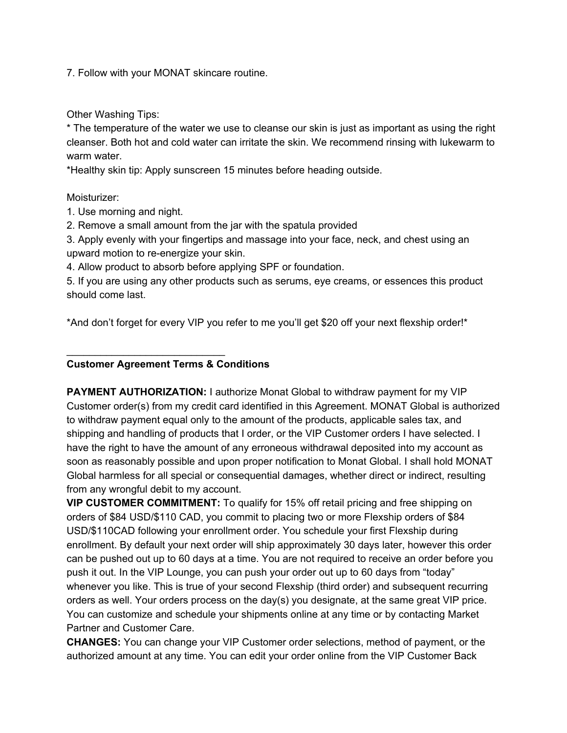7. Follow with your MONAT skincare routine.

Other Washing Tips:
* The temperature of the water we use to cleanse our skin is just as important as using the right cleanser. Both hot and cold water can irritate the skin. We recommend rinsing with lukewarm to warm water.
*Healthy skin tip: Apply sunscreen 15 minutes before heading outside.

Moisturizer:
1. Use morning and night.
2. Remove a small amount from the jar with the spatula provided
3. Apply evenly with your fingertips and massage into your face, neck, and chest using an upward motion to re-energize your skin.
4. Allow product to absorb before applying SPF or foundation.
5. If you are using any other products such as serums, eye creams, or essences this product should come last.

*And don't forget for every VIP you refer to me you'll get $20 off your next flexship order!*

____________________________

**Customer Agreement Terms & Conditions**

**PAYMENT AUTHORIZATION:** I authorize Monat Global to withdraw payment for my VIP Customer order(s) from my credit card identified in this Agreement. MONAT Global is authorized to withdraw payment equal only to the amount of the products, applicable sales tax, and shipping and handling of products that I order, or the VIP Customer orders I have selected. I have the right to have the amount of any erroneous withdrawal deposited into my account as soon as reasonably possible and upon proper notification to Monat Global. I shall hold MONAT Global harmless for all special or consequential damages, whether direct or indirect, resulting from any wrongful debit to my account.
**VIP CUSTOMER COMMITMENT:** To qualify for 15% off retail pricing and free shipping on orders of $84 USD/$110 CAD, you commit to placing two or more Flexship orders of $84 USD/$110CAD following your enrollment order. You schedule your first Flexship during enrollment. By default your next order will ship approximately 30 days later, however this order can be pushed out up to 60 days at a time. You are not required to receive an order before you push it out. In the VIP Lounge, you can push your order out up to 60 days from "today" whenever you like. This is true of your second Flexship (third order) and subsequent recurring orders as well. Your orders process on the day(s) you designate, at the same great VIP price. You can customize and schedule your shipments online at any time or by contacting Market Partner and Customer Care.
**CHANGES:** You can change your VIP Customer order selections, method of payment, or the authorized amount at any time. You can edit your order online from the VIP Customer Back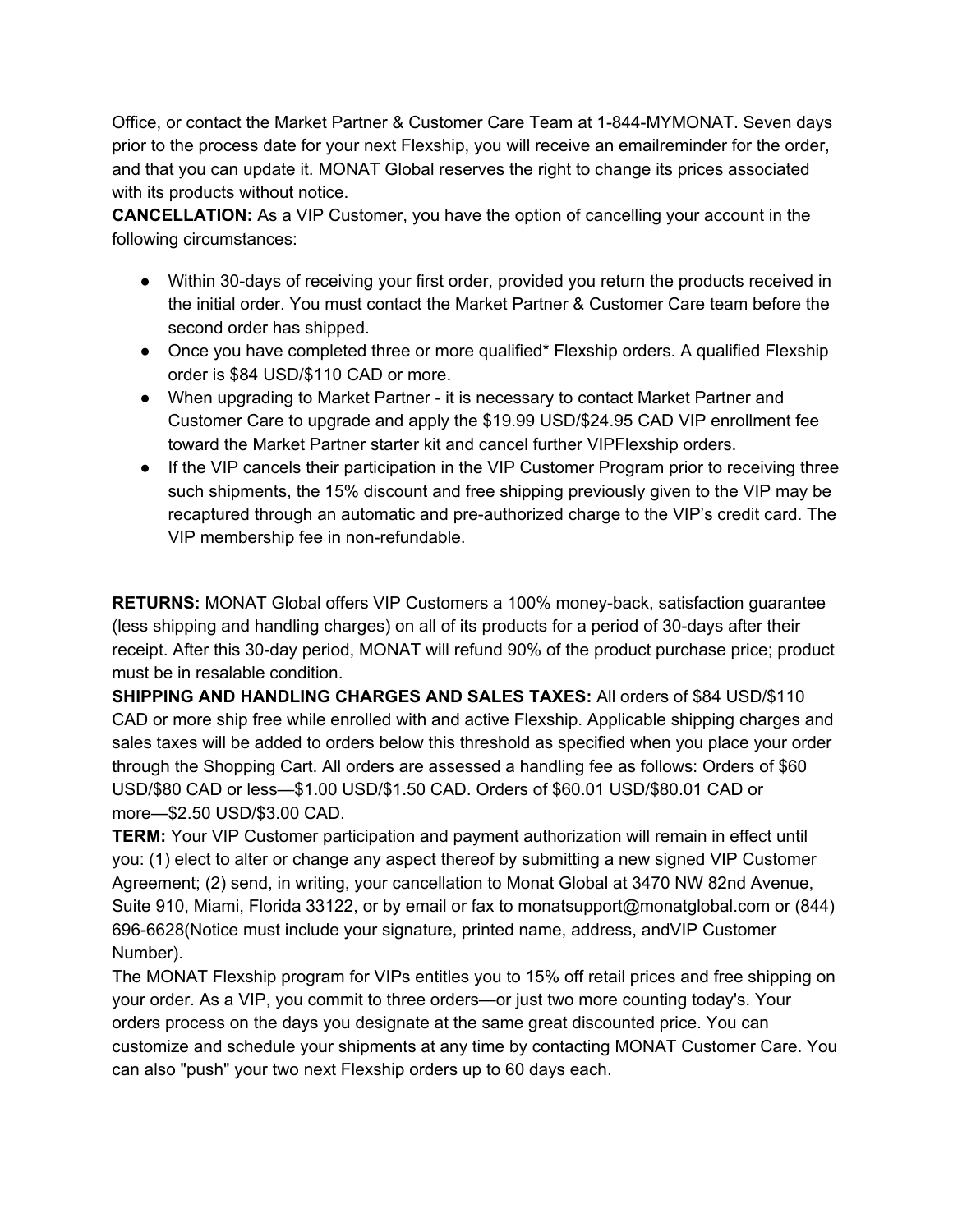Office, or contact the Market Partner & Customer Care Team at 1-844-MYMONAT. Seven days prior to the process date for your next Flexship, you will receive an emailreminder for the order, and that you can update it. MONAT Global reserves the right to change its prices associated with its products without notice.

**CANCELLATION:** As a VIP Customer, you have the option of cancelling your account in the following circumstances:

- Within 30-days of receiving your first order, provided you return the products received in the initial order. You must contact the Market Partner & Customer Care team before the second order has shipped.
- Once you have completed three or more qualified* Flexship orders. A qualified Flexship order is $84 USD/$110 CAD or more.
- When upgrading to Market Partner - it is necessary to contact Market Partner and Customer Care to upgrade and apply the $19.99 USD/$24.95 CAD VIP enrollment fee toward the Market Partner starter kit and cancel further VIPFlexship orders.
- If the VIP cancels their participation in the VIP Customer Program prior to receiving three such shipments, the 15% discount and free shipping previously given to the VIP may be recaptured through an automatic and pre-authorized charge to the VIP's credit card. The VIP membership fee in non-refundable.

**RETURNS:** MONAT Global offers VIP Customers a 100% money-back, satisfaction guarantee (less shipping and handling charges) on all of its products for a period of 30-days after their receipt. After this 30-day period, MONAT will refund 90% of the product purchase price; product must be in resalable condition.

**SHIPPING AND HANDLING CHARGES AND SALES TAXES:** All orders of $84 USD/$110 CAD or more ship free while enrolled with and active Flexship. Applicable shipping charges and sales taxes will be added to orders below this threshold as specified when you place your order through the Shopping Cart. All orders are assessed a handling fee as follows: Orders of $60 USD/$80 CAD or less—$1.00 USD/$1.50 CAD. Orders of $60.01 USD/$80.01 CAD or more—$2.50 USD/$3.00 CAD.

**TERM:** Your VIP Customer participation and payment authorization will remain in effect until you: (1) elect to alter or change any aspect thereof by submitting a new signed VIP Customer Agreement; (2) send, in writing, your cancellation to Monat Global at 3470 NW 82nd Avenue, Suite 910, Miami, Florida 33122, or by email or fax to monatsupport@monatglobal.com or (844) 696-6628(Notice must include your signature, printed name, address, andVIP Customer Number).

The MONAT Flexship program for VIPs entitles you to 15% off retail prices and free shipping on your order. As a VIP, you commit to three orders—or just two more counting today's. Your orders process on the days you designate at the same great discounted price. You can customize and schedule your shipments at any time by contacting MONAT Customer Care. You can also "push" your two next Flexship orders up to 60 days each.